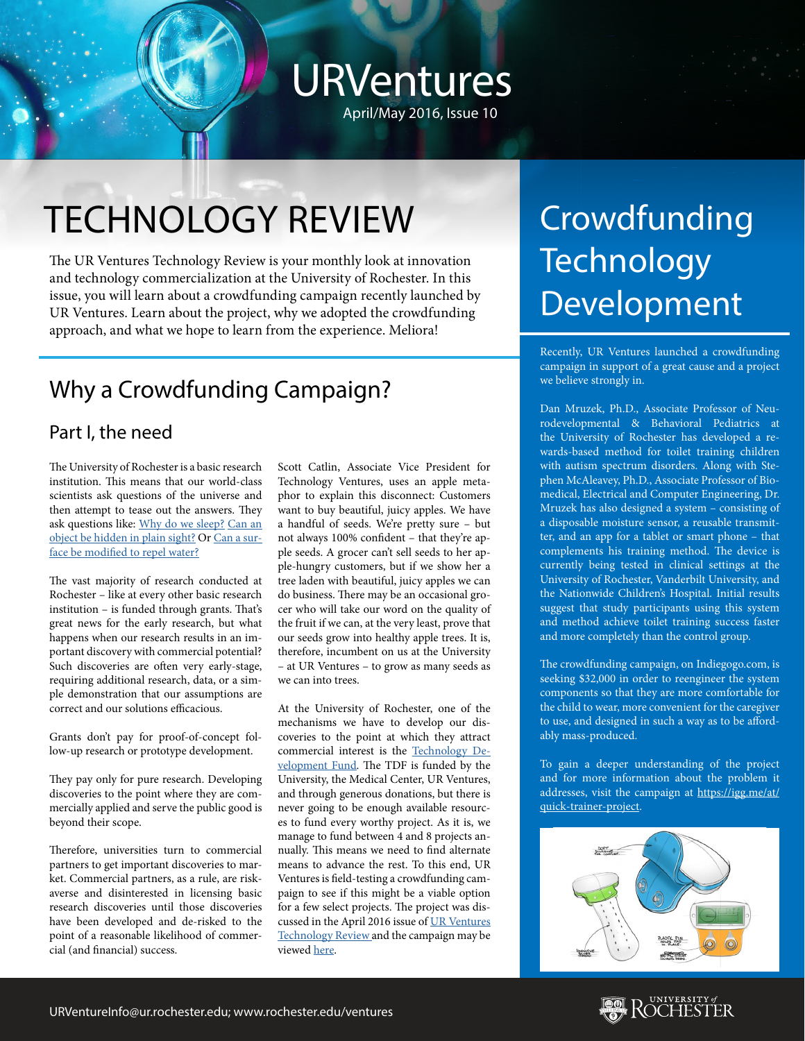# URVentures

April/May 2016, Issue 10

# TECHNOLOGY REVIEW

The UR Ventures Technology Review is your monthly look at innovation and technology commercialization at the University of Rochester. In this issue, you will learn about a crowdfunding campaign recently launched by UR Ventures. Learn about the project, why we adopted the crowdfunding approach, and what we hope to learn from the experience. Meliora!

## Why a Crowdfunding Campaign?

### Part I, the need

The University of Rochester is a basic research institution. This means that our world-class scientists ask questions of the universe and then attempt to tease out the answers. They ask questions like: Why do we sleep? Can an object be hidden in plain sight? Or Can a surface be modified to repel water?

The vast majority of research conducted at Rochester – like at every other basic research institution – is funded through grants. That's great news for the early research, but what happens when our research results in an important discovery with commercial potential? Such discoveries are often very early-stage, requiring additional research, data, or a simple demonstration that our assumptions are correct and our solutions efficacious.

Grants don't pay for proof-of-concept follow-up research or prototype development.

They pay only for pure research. Developing discoveries to the point where they are commercially applied and serve the public good is beyond their scope.

Therefore, universities turn to commercial partners to get important discoveries to market. Commercial partners, as a rule, are risk-averse and disinterested in licensing basic research discoveries until those discoveries have been developed and de-risked to the point of a reasonable likelihood of commercial (and financial) success.

Scott Catlin, Associate Vice President for Technology Ventures, uses an apple metaphor to explain this disconnect: Customers want to buy beautiful, juicy apples. We have a handful of seeds. We're pretty sure – but not always 100% confident – that they're apple seeds. A grocer can't sell seeds to her apple-hungry customers, but if we show her a tree laden with beautiful, juicy apples we can do business. There may be an occasional grocer who will take our word on the quality of the fruit if we can, at the very least, prove that our seeds grow into healthy apple trees. It is, therefore, incumbent on us at the University – at UR Ventures – to grow as many seeds as we can into trees.

At the University of Rochester, one of the mechanisms we have to develop our discoveries to the point at which they attract commercial interest is the Technology Development Fund. The TDF is funded by the University, the Medical Center, UR Ventures, and through generous donations, but there is never going to be enough available resources to fund every worthy project. As it is, we manage to fund between 4 and 8 projects annually. This means we need to find alternate means to advance the rest. To this end, UR Ventures is field-testing a crowdfunding campaign to see if this might be a viable option for a few select projects. The project was discussed in the April 2016 issue of UR Ventures Technology Review and the campaign may be viewed here.

# Crowdfunding Technology Development

Recently, UR Ventures launched a crowdfunding campaign in support of a great cause and a project we believe strongly in.

Dan Mruzek, Ph.D., Associate Professor of Neurodevelopmental & Behavioral Pediatrics at the University of Rochester has developed a rewards-based method for toilet training children with autism spectrum disorders. Along with Stephen McAleavey, Ph.D., Associate Professor of Biomedical, Electrical and Computer Engineering, Dr. Mruzek has also designed a system – consisting of a disposable moisture sensor, a reusable transmitter, and an app for a tablet or smart phone – that complements his training method. The device is currently being tested in clinical settings at the University of Rochester, Vanderbilt University, and the Nationwide Children's Hospital. Initial results suggest that study participants using this system and method achieve toilet training success faster and more completely than the control group.

The crowdfunding campaign, on Indiegogo.com, is seeking $32,000 in order to reengineer the system components so that they are more comfortable for the child to wear, more convenient for the caregiver to use, and designed in such a way as to be affordably mass-produced.

To gain a deeper understanding of the project and for more information about the problem it addresses, visit the campaign at https://igg.me/at/quick-trainer-project.

URVentureInfo@ur.rochester.edu; www.rochester.edu/ventures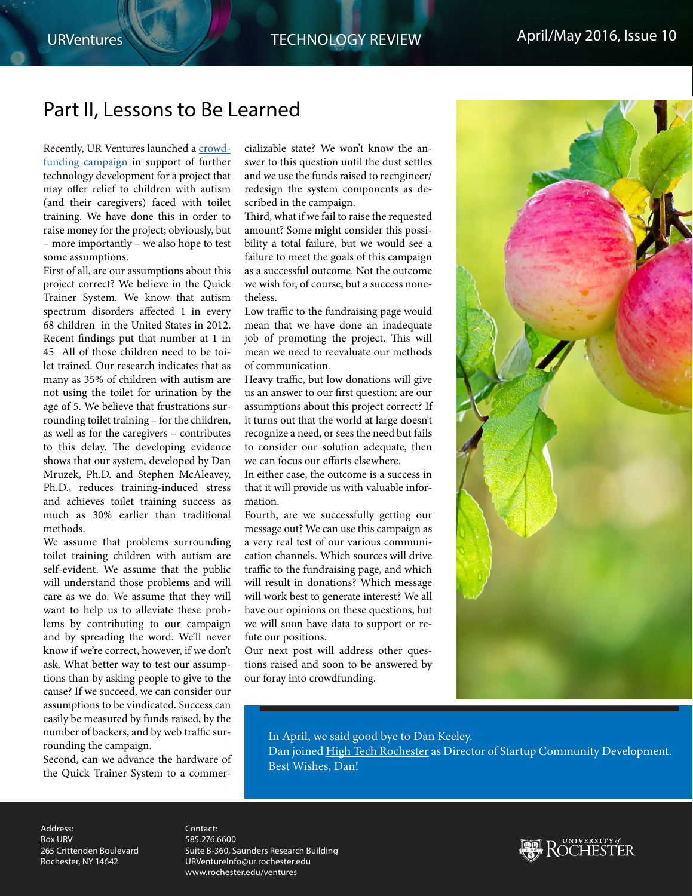# Part II, Lessons to Be Learned

Recently, UR Ventures launched a crowd-funding campaign in support of further technology development for a project that may offer relief to children with autism (and their caregivers) faced with toilet training. We have done this in order to raise money for the project; obviously, but – more importantly – we also hope to test some assumptions.

First of all, are our assumptions about this project correct? We believe in the Quick Trainer System. We know that autism spectrum disorders affected 1 in every 68 children in the United States in 2012. Recent findings put that number at 1 in 45 All of those children need to be toilet trained. Our research indicates that as many as 35% of children with autism are not using the toilet for urination by the age of 5. We believe that frustrations surrounding toilet training – for the children, as well as for the caregivers – contributes to this delay. The developing evidence shows that our system, developed by Dan Mruzek, Ph.D. and Stephen McAleavey, Ph.D., reduces training-induced stress and achieves toilet training success as much as 30% earlier than traditional methods.

We assume that problems surrounding toilet training children with autism are self-evident. We assume that the public will understand those problems and will care as we do. We assume that they will want to help us to alleviate these problems by contributing to our campaign and by spreading the word. We'll never know if we're correct, however, if we don't ask. What better way to test our assumptions than by asking people to give to the cause? If we succeed, we can consider our assumptions to be vindicated. Success can easily be measured by funds raised, by the number of backers, and by web traffic surrounding the campaign.

Second, can we advance the hardware of the Quick Trainer System to a commercializable state? We won't know the answer to this question until the dust settles and we use the funds raised to reengineer/redesign the system components as described in the campaign.

Third, what if we fail to raise the requested amount? Some might consider this possibility a total failure, but we would see a failure to meet the goals of this campaign as a successful outcome. Not the outcome we wish for, of course, but a success nonetheless.

Low traffic to the fundraising page would mean that we have done an inadequate job of promoting the project. This will mean we need to reevaluate our methods of communication.

Heavy traffic, but low donations will give us an answer to our first question: are our assumptions about this project correct? If it turns out that the world at large doesn't recognize a need, or sees the need but fails to consider our solution adequate, then we can focus our efforts elsewhere.

In either case, the outcome is a success in that it will provide us with valuable information.

Fourth, are we successfully getting our message out? We can use this campaign as a very real test of our various communication channels. Which sources will drive traffic to the fundraising page, and which will result in donations? Which message will work best to generate interest? We all have our opinions on these questions, but we will soon have data to support or refute our positions.

Our next post will address other questions raised and soon to be answered by our foray into crowdfunding.

In April, we said good bye to Dan Keeley.
Dan joined High Tech Rochester as Director of Startup Community Development.
Best Wishes, Dan!

Address:
Box URV
265 Crittenden Boulevard
Rochester, NY 14642

Contact:
585.276.6600
Suite B-360, Saunders Research Building
URVentureInfo@ur.rochester.edu
www.rochester.edu/ventures

UNIVERSITY of ROCHESTER